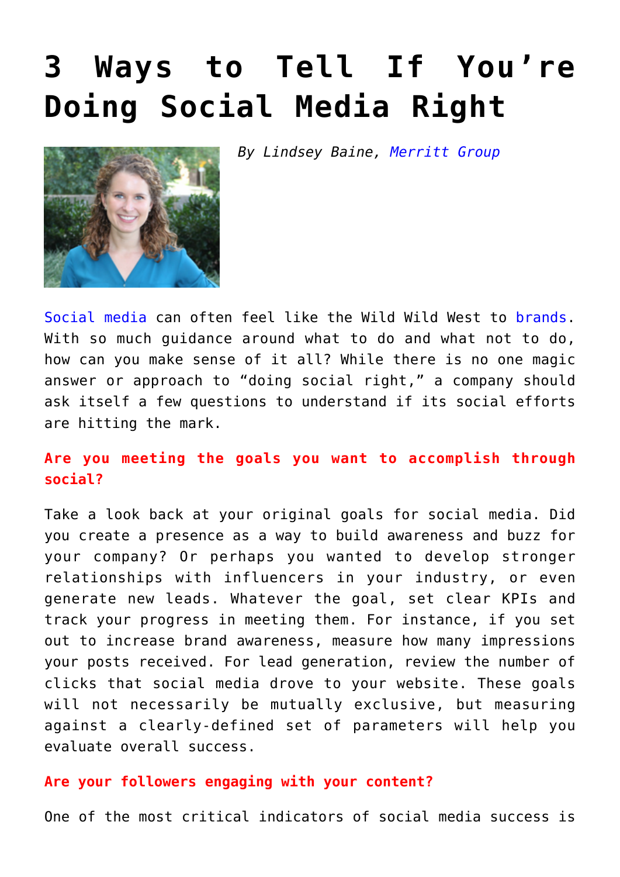# 3 Ways to Tell If You're Doing Social Media Right

*By Lindsey Baine, Merritt Group*

Social media can often feel like the Wild Wild West to brands. With so much guidance around what to do and what not to do, how can you make sense of it all? While there is no one magic answer or approach to "doing social right," a company should ask itself a few questions to understand if its social efforts are hitting the mark.

**Are you meeting the goals you want to accomplish through social?**

Take a look back at your original goals for social media. Did you create a presence as a way to build awareness and buzz for your company? Or perhaps you wanted to develop stronger relationships with influencers in your industry, or even generate new leads. Whatever the goal, set clear KPIs and track your progress in meeting them. For instance, if you set out to increase brand awareness, measure how many impressions your posts received. For lead generation, review the number of clicks that social media drove to your website. These goals will not necessarily be mutually exclusive, but measuring against a clearly-defined set of parameters will help you evaluate overall success.

**Are your followers engaging with your content?**

One of the most critical indicators of social media success is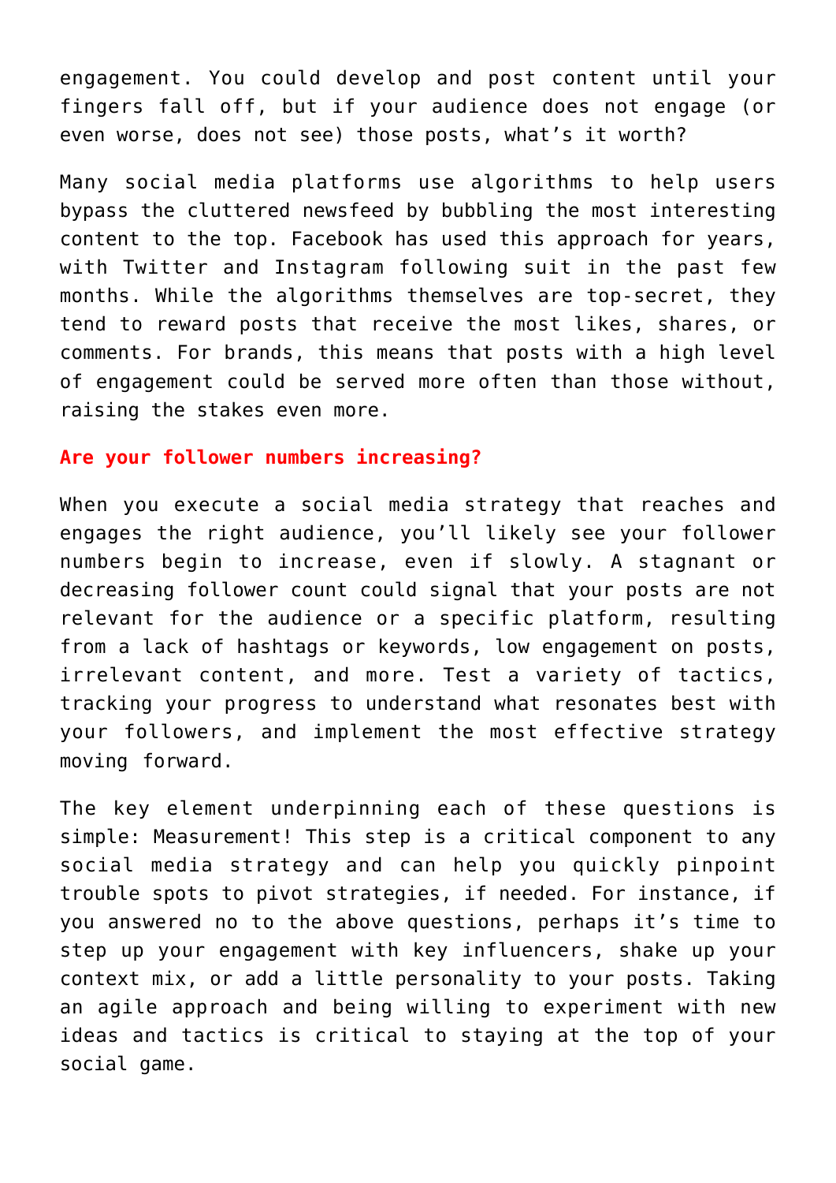engagement. You could develop and post content until your fingers fall off, but if your audience does not engage (or even worse, does not see) those posts, what's it worth?

Many social media platforms use algorithms to help users bypass the cluttered newsfeed by bubbling the most interesting content to the top. Facebook has used this approach for years, with Twitter and Instagram following suit in the past few months. While the algorithms themselves are top-secret, they tend to reward posts that receive the most likes, shares, or comments. For brands, this means that posts with a high level of engagement could be served more often than those without, raising the stakes even more.

**Are your follower numbers increasing?**

When you execute a social media strategy that reaches and engages the right audience, you'll likely see your follower numbers begin to increase, even if slowly. A stagnant or decreasing follower count could signal that your posts are not relevant for the audience or a specific platform, resulting from a lack of hashtags or keywords, low engagement on posts, irrelevant content, and more. Test a variety of tactics, tracking your progress to understand what resonates best with your followers, and implement the most effective strategy moving forward.

The key element underpinning each of these questions is simple: Measurement! This step is a critical component to any social media strategy and can help you quickly pinpoint trouble spots to pivot strategies, if needed. For instance, if you answered no to the above questions, perhaps it's time to step up your engagement with key influencers, shake up your context mix, or add a little personality to your posts. Taking an agile approach and being willing to experiment with new ideas and tactics is critical to staying at the top of your social game.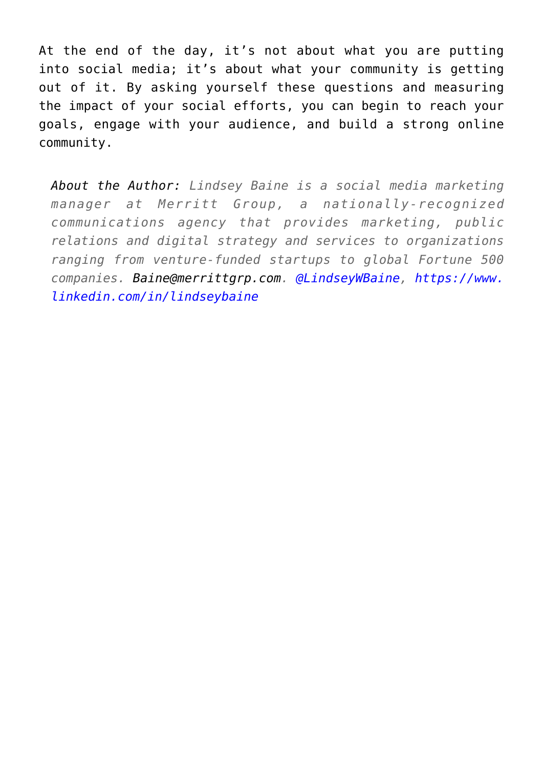At the end of the day, it’s not about what you are putting into social media; it’s about what your community is getting out of it. By asking yourself these questions and measuring the impact of your social efforts, you can begin to reach your goals, engage with your audience, and build a strong online community.

*About the Author: Lindsey Baine is a social media marketing manager at Merritt Group, a nationally-recognized communications agency that provides marketing, public relations and digital strategy and services to organizations ranging from venture-funded startups to global Fortune 500 companies. Baine@merrittgrp.com. @LindseyWBaine, https://www.linkedin.com/in/lindseybaine*